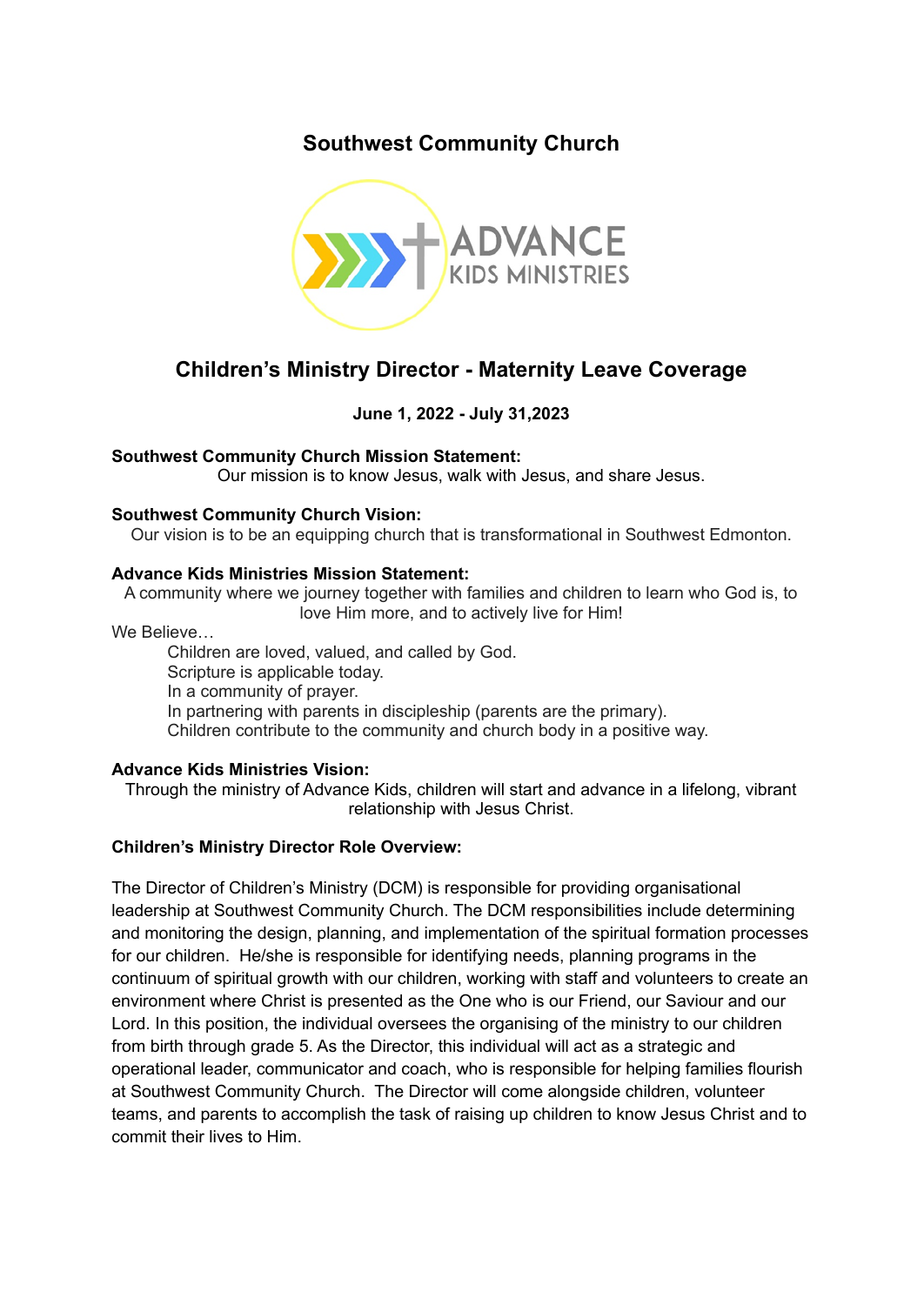# Southwest Community Church

## Children's Ministry Director - Maternity Leave Coverage

**June 1, 2022 - July 31,2023**

**Southwest Community Church Mission Statement:**

Our mission is to know Jesus, walk with Jesus, and share Jesus.

**Southwest Community Church Vision:**

Our vision is to be an equipping church that is transformational in Southwest Edmonton.

**Advance Kids Ministries Mission Statement:**

A community where we journey together with families and children to learn who God is, to love Him more, and to actively live for Him!

We Believe…

Children are loved, valued, and called by God.
Scripture is applicable today.
In a community of prayer.
In partnering with parents in discipleship (parents are the primary).
Children contribute to the community and church body in a positive way.

**Advance Kids Ministries Vision:**

Through the ministry of Advance Kids, children will start and advance in a lifelong, vibrant relationship with Jesus Christ.

**Children's Ministry Director Role Overview:**

The Director of Children's Ministry (DCM) is responsible for providing organisational leadership at Southwest Community Church. The DCM responsibilities include determining and monitoring the design, planning, and implementation of the spiritual formation processes for our children. He/she is responsible for identifying needs, planning programs in the continuum of spiritual growth with our children, working with staff and volunteers to create an environment where Christ is presented as the One who is our Friend, our Saviour and our Lord. In this position, the individual oversees the organising of the ministry to our children from birth through grade 5. As the Director, this individual will act as a strategic and operational leader, communicator and coach, who is responsible for helping families flourish at Southwest Community Church. The Director will come alongside children, volunteer teams, and parents to accomplish the task of raising up children to know Jesus Christ and to commit their lives to Him.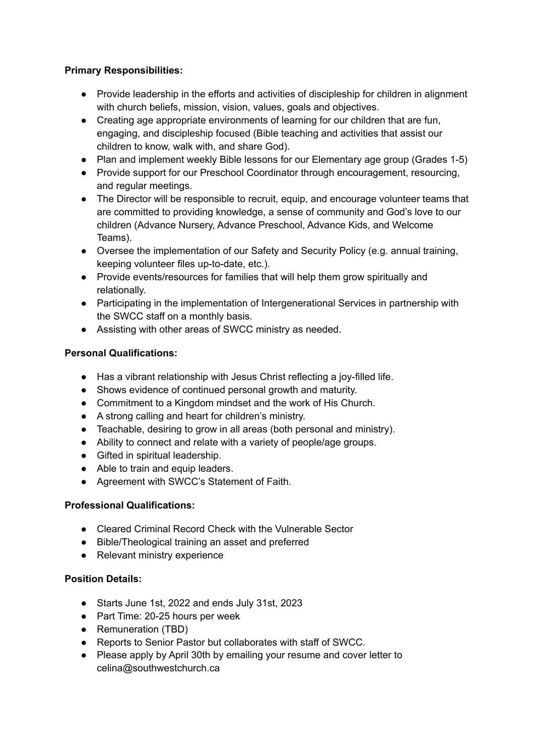**Primary Responsibilities:**

- Provide leadership in the efforts and activities of discipleship for children in alignment with church beliefs, mission, vision, values, goals and objectives.
- Creating age appropriate environments of learning for our children that are fun, engaging, and discipleship focused (Bible teaching and activities that assist our children to know, walk with, and share God).
- Plan and implement weekly Bible lessons for our Elementary age group (Grades 1-5)
- Provide support for our Preschool Coordinator through encouragement, resourcing, and regular meetings.
- The Director will be responsible to recruit, equip, and encourage volunteer teams that are committed to providing knowledge, a sense of community and God's love to our children (Advance Nursery, Advance Preschool, Advance Kids, and Welcome Teams).
- Oversee the implementation of our Safety and Security Policy (e.g. annual training, keeping volunteer files up-to-date, etc.).
- Provide events/resources for families that will help them grow spiritually and relationally.
- Participating in the implementation of Intergenerational Services in partnership with the SWCC staff on a monthly basis.
- Assisting with other areas of SWCC ministry as needed.

**Personal Qualifications:**

- Has a vibrant relationship with Jesus Christ reflecting a joy-filled life.
- Shows evidence of continued personal growth and maturity.
- Commitment to a Kingdom mindset and the work of His Church.
- A strong calling and heart for children's ministry.
- Teachable, desiring to grow in all areas (both personal and ministry).
- Ability to connect and relate with a variety of people/age groups.
- Gifted in spiritual leadership.
- Able to train and equip leaders.
- Agreement with SWCC's Statement of Faith.

**Professional Qualifications:**

- Cleared Criminal Record Check with the Vulnerable Sector
- Bible/Theological training an asset and preferred
- Relevant ministry experience

**Position Details:**

- Starts June 1st, 2022 and ends July 31st, 2023
- Part Time: 20-25 hours per week
- Remuneration (TBD)
- Reports to Senior Pastor but collaborates with staff of SWCC.
- Please apply by April 30th by emailing your resume and cover letter to celina@southwestchurch.ca